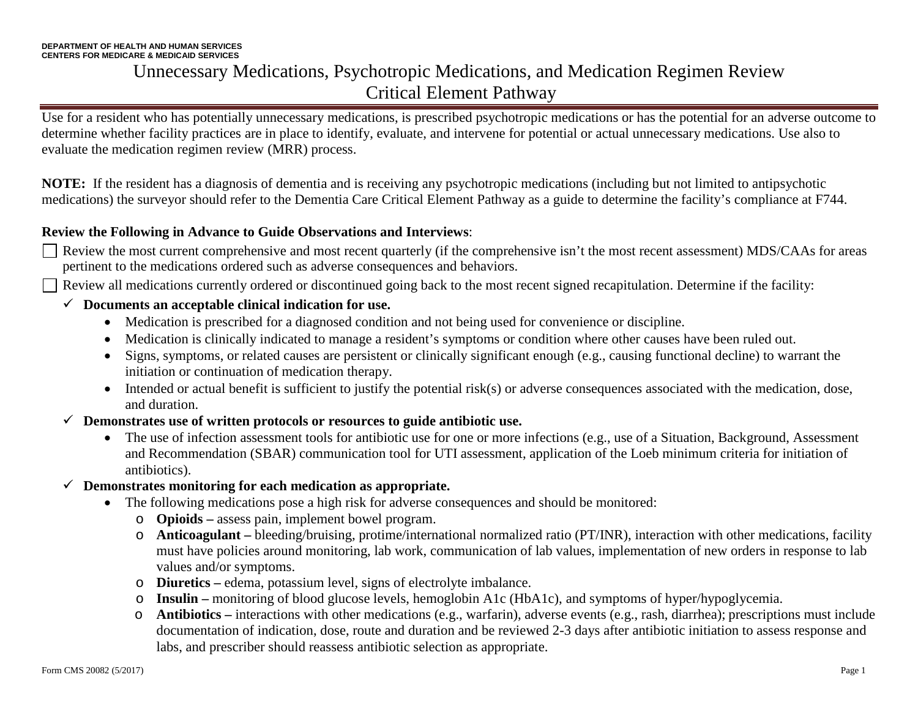DEPARTMENT OF HEALTH AND HUMAN SERVICES
CENTERS FOR MEDICARE & MEDICAID SERVICES

# Unnecessary Medications, Psychotropic Medications, and Medication Regimen Review Critical Element Pathway

Use for a resident who has potentially unnecessary medications, is prescribed psychotropic medications or has the potential for an adverse outcome to determine whether facility practices are in place to identify, evaluate, and intervene for potential or actual unnecessary medications. Use also to evaluate the medication regimen review (MRR) process.

**NOTE:** If the resident has a diagnosis of dementia and is receiving any psychotropic medications (including but not limited to antipsychotic medications) the surveyor should refer to the Dementia Care Critical Element Pathway as a guide to determine the facility's compliance at F744.

**Review the Following in Advance to Guide Observations and Interviews**:

- ☐ Review the most current comprehensive and most recent quarterly (if the comprehensive isn't the most recent assessment) MDS/CAAs for areas pertinent to the medications ordered such as adverse consequences and behaviors.
- ☐ Review all medications currently ordered or discontinued going back to the most recent signed recapitulation. Determine if the facility:
  - ✓ **Documents an acceptable clinical indication for use.**
    - Medication is prescribed for a diagnosed condition and not being used for convenience or discipline.
    - Medication is clinically indicated to manage a resident's symptoms or condition where other causes have been ruled out.
    - Signs, symptoms, or related causes are persistent or clinically significant enough (e.g., causing functional decline) to warrant the initiation or continuation of medication therapy.
    - Intended or actual benefit is sufficient to justify the potential risk(s) or adverse consequences associated with the medication, dose, and duration.
  - ✓ **Demonstrates use of written protocols or resources to guide antibiotic use.**
    - The use of infection assessment tools for antibiotic use for one or more infections (e.g., use of a Situation, Background, Assessment and Recommendation (SBAR) communication tool for UTI assessment, application of the Loeb minimum criteria for initiation of antibiotics).
  - ✓ **Demonstrates monitoring for each medication as appropriate.**
    - The following medications pose a high risk for adverse consequences and should be monitored:
      - **Opioids –** assess pain, implement bowel program.
      - **Anticoagulant –** bleeding/bruising, protime/international normalized ratio (PT/INR), interaction with other medications, facility must have policies around monitoring, lab work, communication of lab values, implementation of new orders in response to lab values and/or symptoms.
      - **Diuretics –** edema, potassium level, signs of electrolyte imbalance.
      - **Insulin –** monitoring of blood glucose levels, hemoglobin A1c (HbA1c), and symptoms of hyper/hypoglycemia.
      - **Antibiotics –** interactions with other medications (e.g., warfarin), adverse events (e.g., rash, diarrhea); prescriptions must include documentation of indication, dose, route and duration and be reviewed 2-3 days after antibiotic initiation to assess response and labs, and prescriber should reassess antibiotic selection as appropriate.

Form CMS 20082 (5/2017)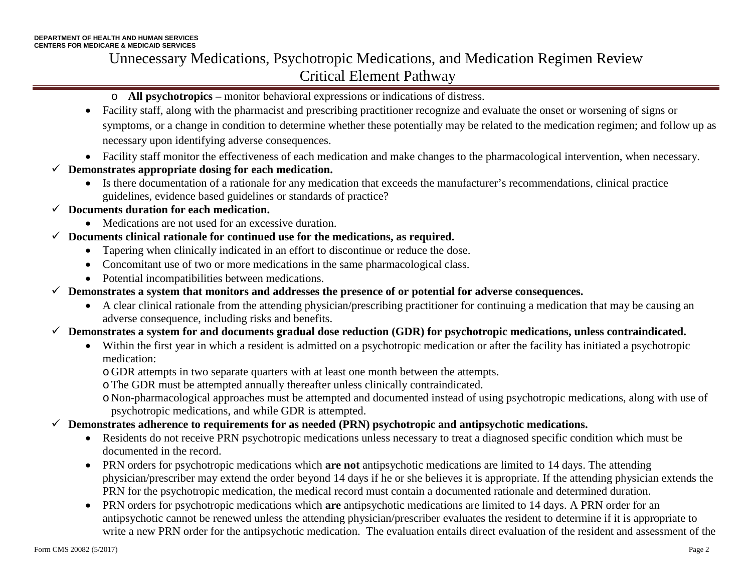- **All psychotropics –** monitor behavioral expressions or indications of distress.
- Facility staff, along with the pharmacist and prescribing practitioner recognize and evaluate the onset or worsening of signs or symptoms, or a change in condition to determine whether these potentially may be related to the medication regimen; and follow up as necessary upon identifying adverse consequences.
- Facility staff monitor the effectiveness of each medication and make changes to the pharmacological intervention, when necessary.

✓ **Demonstrates appropriate dosing for each medication.**

- Is there documentation of a rationale for any medication that exceeds the manufacturer's recommendations, clinical practice guidelines, evidence based guidelines or standards of practice?

✓ **Documents duration for each medication.**

- Medications are not used for an excessive duration.

✓ **Documents clinical rationale for continued use for the medications, as required.**

- Tapering when clinically indicated in an effort to discontinue or reduce the dose.
- Concomitant use of two or more medications in the same pharmacological class.
- Potential incompatibilities between medications.

✓ **Demonstrates a system that monitors and addresses the presence of or potential for adverse consequences.**

- A clear clinical rationale from the attending physician/prescribing practitioner for continuing a medication that may be causing an adverse consequence, including risks and benefits.

✓ **Demonstrates a system for and documents gradual dose reduction (GDR) for psychotropic medications, unless contraindicated.**

- Within the first year in which a resident is admitted on a psychotropic medication or after the facility has initiated a psychotropic medication:
  - GDR attempts in two separate quarters with at least one month between the attempts.
  - The GDR must be attempted annually thereafter unless clinically contraindicated.
  - Non-pharmacological approaches must be attempted and documented instead of using psychotropic medications, along with use of psychotropic medications, and while GDR is attempted.

✓ **Demonstrates adherence to requirements for as needed (PRN) psychotropic and antipsychotic medications.**

- Residents do not receive PRN psychotropic medications unless necessary to treat a diagnosed specific condition which must be documented in the record.
- PRN orders for psychotropic medications which **are not** antipsychotic medications are limited to 14 days. The attending physician/prescriber may extend the order beyond 14 days if he or she believes it is appropriate. If the attending physician extends the PRN for the psychotropic medication, the medical record must contain a documented rationale and determined duration.
- PRN orders for psychotropic medications which **are** antipsychotic medications are limited to 14 days. A PRN order for an antipsychotic cannot be renewed unless the attending physician/prescriber evaluates the resident to determine if it is appropriate to write a new PRN order for the antipsychotic medication. The evaluation entails direct evaluation of the resident and assessment of the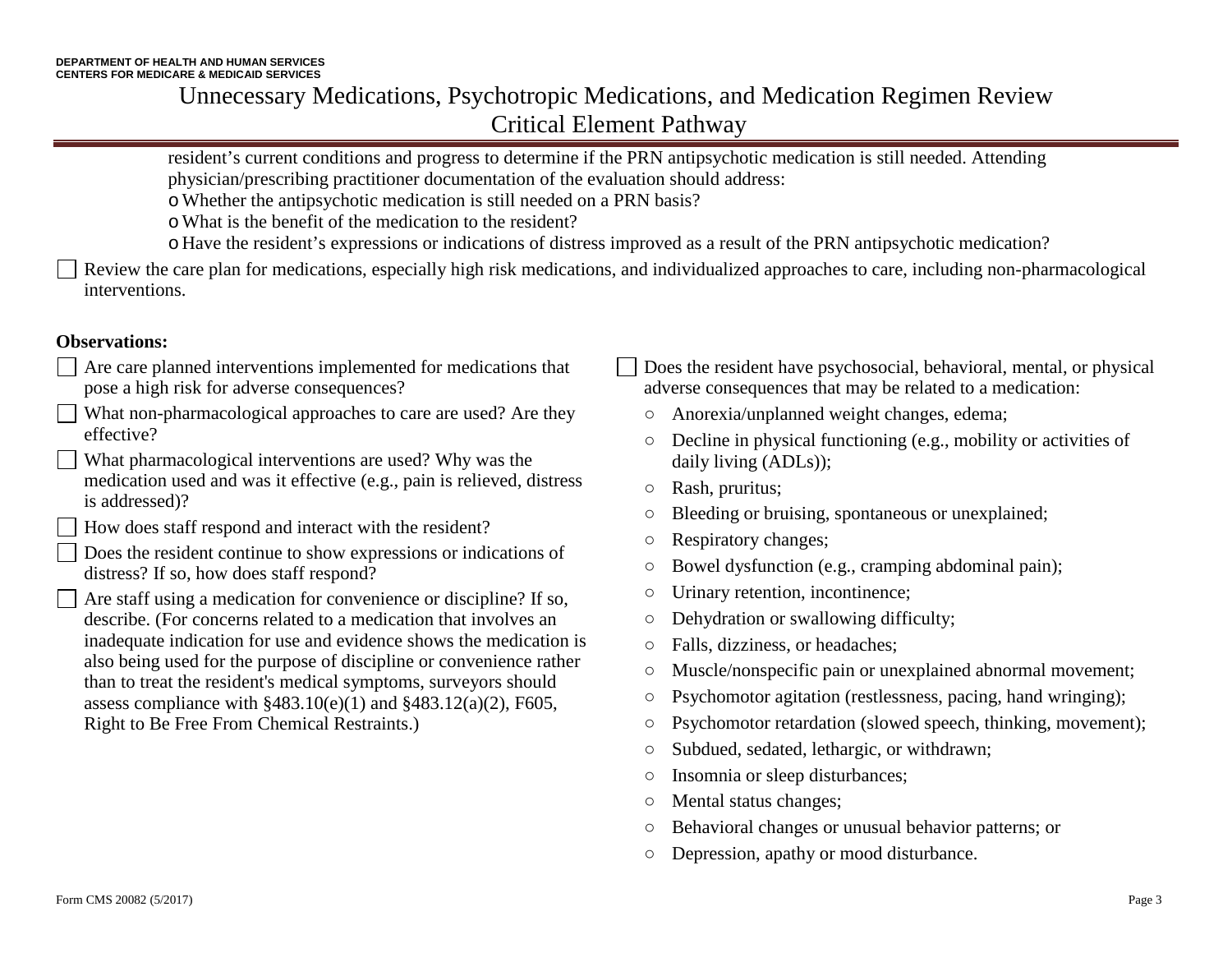resident's current conditions and progress to determine if the PRN antipsychotic medication is still needed. Attending physician/prescribing practitioner documentation of the evaluation should address:

- Whether the antipsychotic medication is still needed on a PRN basis?
- What is the benefit of the medication to the resident?
- Have the resident's expressions or indications of distress improved as a result of the PRN antipsychotic medication?

☐ Review the care plan for medications, especially high risk medications, and individualized approaches to care, including non-pharmacological interventions.

**Observations:**

☐ Are care planned interventions implemented for medications that pose a high risk for adverse consequences?

☐ What non-pharmacological approaches to care are used? Are they effective?

☐ What pharmacological interventions are used? Why was the medication used and was it effective (e.g., pain is relieved, distress is addressed)?

☐ How does staff respond and interact with the resident?

☐ Does the resident continue to show expressions or indications of distress? If so, how does staff respond?

☐ Are staff using a medication for convenience or discipline? If so, describe. (For concerns related to a medication that involves an inadequate indication for use and evidence shows the medication is also being used for the purpose of discipline or convenience rather than to treat the resident's medical symptoms, surveyors should assess compliance with §483.10(e)(1) and §483.12(a)(2), F605, Right to Be Free From Chemical Restraints.)

☐ Does the resident have psychosocial, behavioral, mental, or physical adverse consequences that may be related to a medication:

- Anorexia/unplanned weight changes, edema;
- Decline in physical functioning (e.g., mobility or activities of daily living (ADLs));
- Rash, pruritus;
- Bleeding or bruising, spontaneous or unexplained;
- Respiratory changes;
- Bowel dysfunction (e.g., cramping abdominal pain);
- Urinary retention, incontinence;
- Dehydration or swallowing difficulty;
- Falls, dizziness, or headaches;
- Muscle/nonspecific pain or unexplained abnormal movement;
- Psychomotor agitation (restlessness, pacing, hand wringing);
- Psychomotor retardation (slowed speech, thinking, movement);
- Subdued, sedated, lethargic, or withdrawn;
- Insomnia or sleep disturbances;
- Mental status changes;
- Behavioral changes or unusual behavior patterns; or
- Depression, apathy or mood disturbance.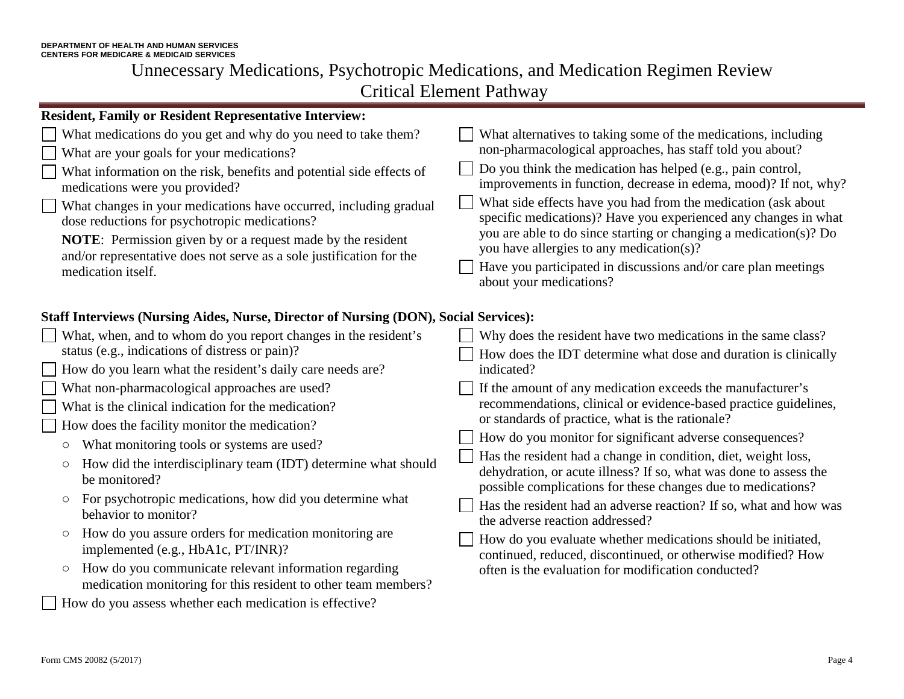DEPARTMENT OF HEALTH AND HUMAN SERVICES
CENTERS FOR MEDICARE & MEDICAID SERVICES

# Unnecessary Medications, Psychotropic Medications, and Medication Regimen Review Critical Element Pathway

**Resident, Family or Resident Representative Interview:**

- ☐ What medications do you get and why do you need to take them?
- ☐ What are your goals for your medications?
- ☐ What information on the risk, benefits and potential side effects of medications were you provided?
- ☐ What changes in your medications have occurred, including gradual dose reductions for psychotropic medications?

  **NOTE**: Permission given by or a request made by the resident and/or representative does not serve as a sole justification for the medication itself.
- ☐ What alternatives to taking some of the medications, including non-pharmacological approaches, has staff told you about?
- ☐ Do you think the medication has helped (e.g., pain control, improvements in function, decrease in edema, mood)? If not, why?
- ☐ What side effects have you had from the medication (ask about specific medications)? Have you experienced any changes in what you are able to do since starting or changing a medication(s)? Do you have allergies to any medication(s)?
- ☐ Have you participated in discussions and/or care plan meetings about your medications?

**Staff Interviews (Nursing Aides, Nurse, Director of Nursing (DON), Social Services):**

- ☐ What, when, and to whom do you report changes in the resident's status (e.g., indications of distress or pain)?
- ☐ How do you learn what the resident's daily care needs are?
- ☐ What non-pharmacological approaches are used?
- ☐ What is the clinical indication for the medication?
- ☐ How does the facility monitor the medication?
  - What monitoring tools or systems are used?
  - How did the interdisciplinary team (IDT) determine what should be monitored?
  - For psychotropic medications, how did you determine what behavior to monitor?
  - How do you assure orders for medication monitoring are implemented (e.g., HbA1c, PT/INR)?
  - How do you communicate relevant information regarding medication monitoring for this resident to other team members?
- ☐ How do you assess whether each medication is effective?
- ☐ Why does the resident have two medications in the same class?
- ☐ How does the IDT determine what dose and duration is clinically indicated?
- ☐ If the amount of any medication exceeds the manufacturer's recommendations, clinical or evidence-based practice guidelines, or standards of practice, what is the rationale?
- ☐ How do you monitor for significant adverse consequences?
- ☐ Has the resident had a change in condition, diet, weight loss, dehydration, or acute illness? If so, what was done to assess the possible complications for these changes due to medications?
- ☐ Has the resident had an adverse reaction? If so, what and how was the adverse reaction addressed?
- ☐ How do you evaluate whether medications should be initiated, continued, reduced, discontinued, or otherwise modified? How often is the evaluation for modification conducted?

Form CMS 20082 (5/2017)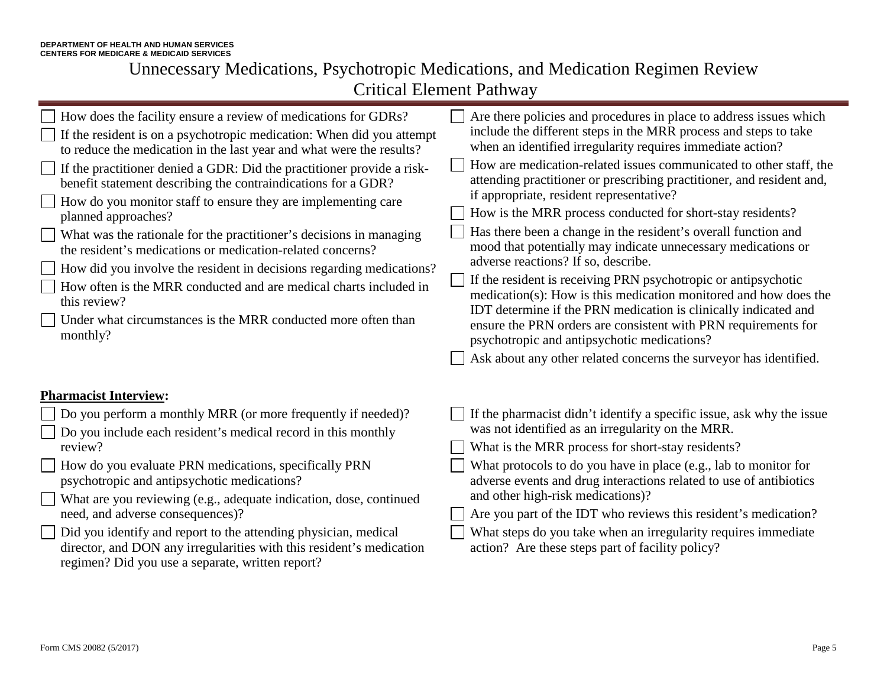# Unnecessary Medications, Psychotropic Medications, and Medication Regimen Review Critical Element Pathway

- ☐ How does the facility ensure a review of medications for GDRs?
- ☐ If the resident is on a psychotropic medication: When did you attempt to reduce the medication in the last year and what were the results?
- ☐ If the practitioner denied a GDR: Did the practitioner provide a risk-benefit statement describing the contraindications for a GDR?
- ☐ How do you monitor staff to ensure they are implementing care planned approaches?
- ☐ What was the rationale for the practitioner's decisions in managing the resident's medications or medication-related concerns?
- ☐ How did you involve the resident in decisions regarding medications?
- ☐ How often is the MRR conducted and are medical charts included in this review?
- ☐ Under what circumstances is the MRR conducted more often than monthly?
- ☐ Are there policies and procedures in place to address issues which include the different steps in the MRR process and steps to take when an identified irregularity requires immediate action?
- ☐ How are medication-related issues communicated to other staff, the attending practitioner or prescribing practitioner, and resident and, if appropriate, resident representative?
- ☐ How is the MRR process conducted for short-stay residents?
- ☐ Has there been a change in the resident's overall function and mood that potentially may indicate unnecessary medications or adverse reactions? If so, describe.
- ☐ If the resident is receiving PRN psychotropic or antipsychotic medication(s): How is this medication monitored and how does the IDT determine if the PRN medication is clinically indicated and ensure the PRN orders are consistent with PRN requirements for psychotropic and antipsychotic medications?
- ☐ Ask about any other related concerns the surveyor has identified.

**Pharmacist Interview:**

- ☐ Do you perform a monthly MRR (or more frequently if needed)?
- ☐ Do you include each resident's medical record in this monthly review?
- ☐ How do you evaluate PRN medications, specifically PRN psychotropic and antipsychotic medications?
- ☐ What are you reviewing (e.g., adequate indication, dose, continued need, and adverse consequences)?
- ☐ Did you identify and report to the attending physician, medical director, and DON any irregularities with this resident's medication regimen? Did you use a separate, written report?
- ☐ If the pharmacist didn't identify a specific issue, ask why the issue was not identified as an irregularity on the MRR.
- ☐ What is the MRR process for short-stay residents?
- ☐ What protocols to do you have in place (e.g., lab to monitor for adverse events and drug interactions related to use of antibiotics and other high-risk medications)?
- ☐ Are you part of the IDT who reviews this resident's medication?
- ☐ What steps do you take when an irregularity requires immediate action? Are these steps part of facility policy?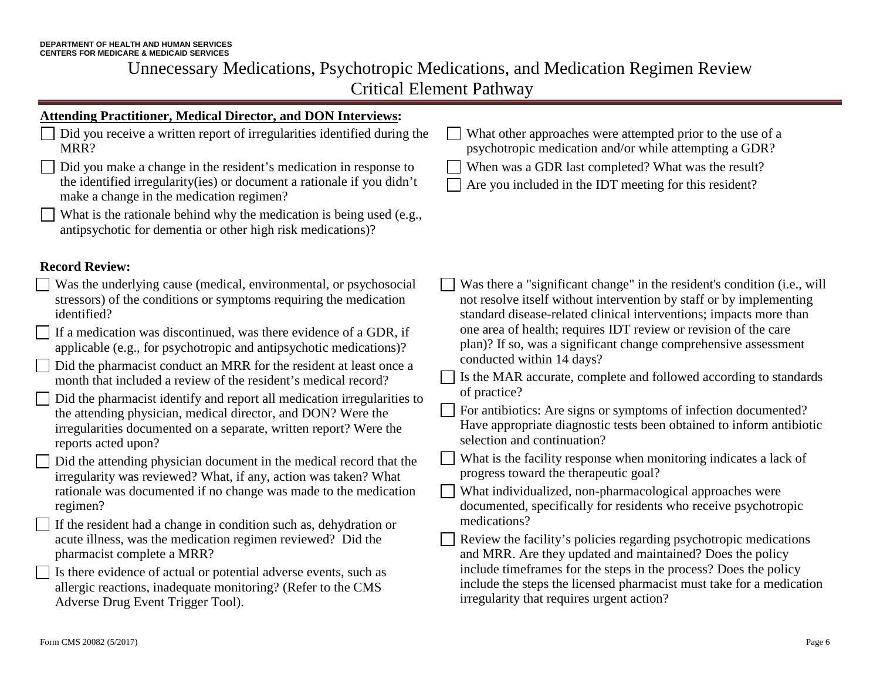DEPARTMENT OF HEALTH AND HUMAN SERVICES
CENTERS FOR MEDICARE & MEDICAID SERVICES

# Unnecessary Medications, Psychotropic Medications, and Medication Regimen Review Critical Element Pathway

**Attending Practitioner, Medical Director, and DON Interviews:**

- ☐ Did you receive a written report of irregularities identified during the MRR?
- ☐ Did you make a change in the resident's medication in response to the identified irregularity(ies) or document a rationale if you didn't make a change in the medication regimen?
- ☐ What is the rationale behind why the medication is being used (e.g., antipsychotic for dementia or other high risk medications)?
- ☐ What other approaches were attempted prior to the use of a psychotropic medication and/or while attempting a GDR?
- ☐ When was a GDR last completed? What was the result?
- ☐ Are you included in the IDT meeting for this resident?

**Record Review:**

- ☐ Was the underlying cause (medical, environmental, or psychosocial stressors) of the conditions or symptoms requiring the medication identified?
- ☐ If a medication was discontinued, was there evidence of a GDR, if applicable (e.g., for psychotropic and antipsychotic medications)?
- ☐ Did the pharmacist conduct an MRR for the resident at least once a month that included a review of the resident's medical record?
- ☐ Did the pharmacist identify and report all medication irregularities to the attending physician, medical director, and DON? Were the irregularities documented on a separate, written report? Were the reports acted upon?
- ☐ Did the attending physician document in the medical record that the irregularity was reviewed? What, if any, action was taken? What rationale was documented if no change was made to the medication regimen?
- ☐ If the resident had a change in condition such as, dehydration or acute illness, was the medication regimen reviewed? Did the pharmacist complete a MRR?
- ☐ Is there evidence of actual or potential adverse events, such as allergic reactions, inadequate monitoring? (Refer to the CMS Adverse Drug Event Trigger Tool).
- ☐ Was there a "significant change" in the resident's condition (i.e., will not resolve itself without intervention by staff or by implementing standard disease-related clinical interventions; impacts more than one area of health; requires IDT review or revision of the care plan)? If so, was a significant change comprehensive assessment conducted within 14 days?
- ☐ Is the MAR accurate, complete and followed according to standards of practice?
- ☐ For antibiotics: Are signs or symptoms of infection documented? Have appropriate diagnostic tests been obtained to inform antibiotic selection and continuation?
- ☐ What is the facility response when monitoring indicates a lack of progress toward the therapeutic goal?
- ☐ What individualized, non-pharmacological approaches were documented, specifically for residents who receive psychotropic medications?
- ☐ Review the facility's policies regarding psychotropic medications and MRR. Are they updated and maintained? Does the policy include timeframes for the steps in the process? Does the policy include the steps the licensed pharmacist must take for a medication irregularity that requires urgent action?

Form CMS 20082 (5/2017)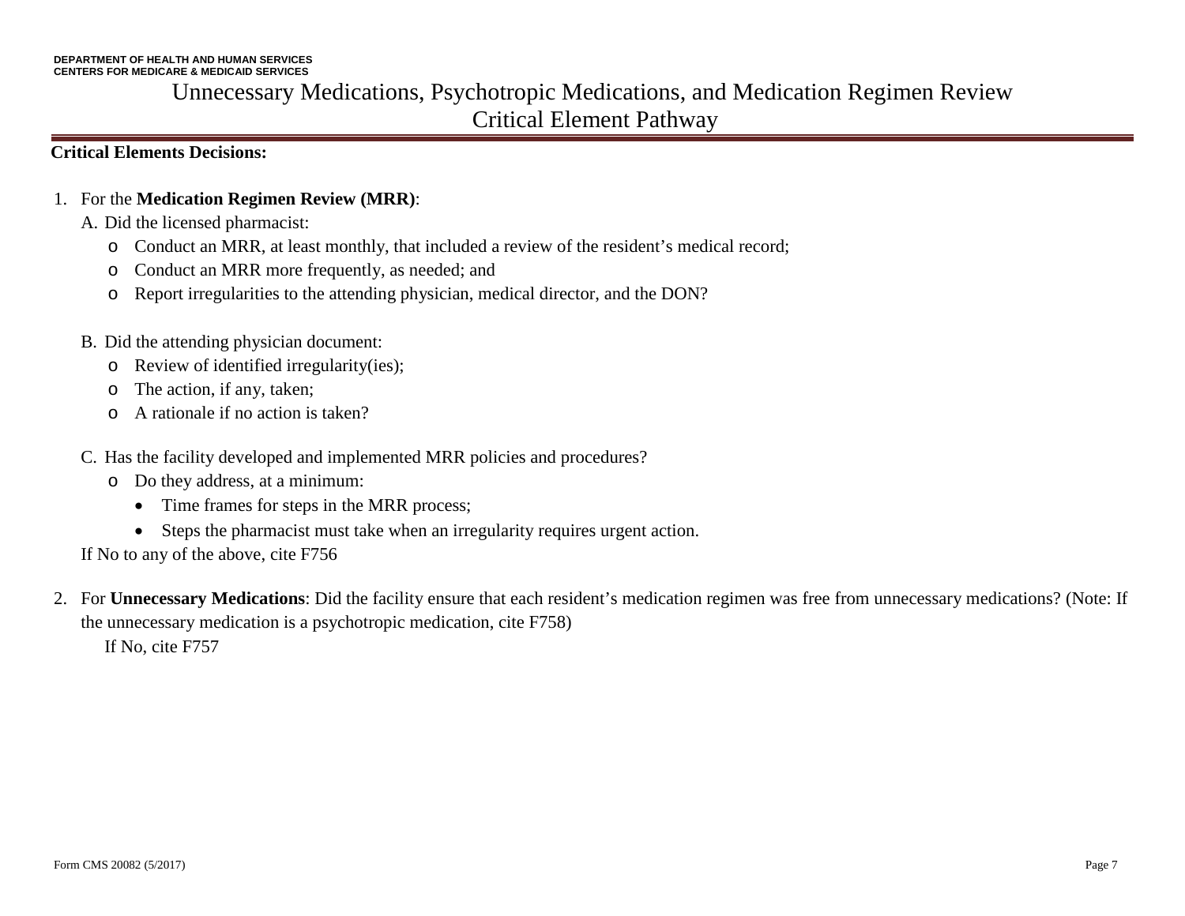# Unnecessary Medications, Psychotropic Medications, and Medication Regimen Review Critical Element Pathway

**Critical Elements Decisions:**

1. For the **Medication Regimen Review (MRR)**:

   A. Did the licensed pharmacist:
   - Conduct an MRR, at least monthly, that included a review of the resident's medical record;
   - Conduct an MRR more frequently, as needed; and
   - Report irregularities to the attending physician, medical director, and the DON?

   B. Did the attending physician document:
   - Review of identified irregularity(ies);
   - The action, if any, taken;
   - A rationale if no action is taken?

   C. Has the facility developed and implemented MRR policies and procedures?
   - Do they address, at a minimum:
     - Time frames for steps in the MRR process;
     - Steps the pharmacist must take when an irregularity requires urgent action.

   If No to any of the above, cite F756

2. For **Unnecessary Medications**: Did the facility ensure that each resident's medication regimen was free from unnecessary medications? (Note: If the unnecessary medication is a psychotropic medication, cite F758)

   If No, cite F757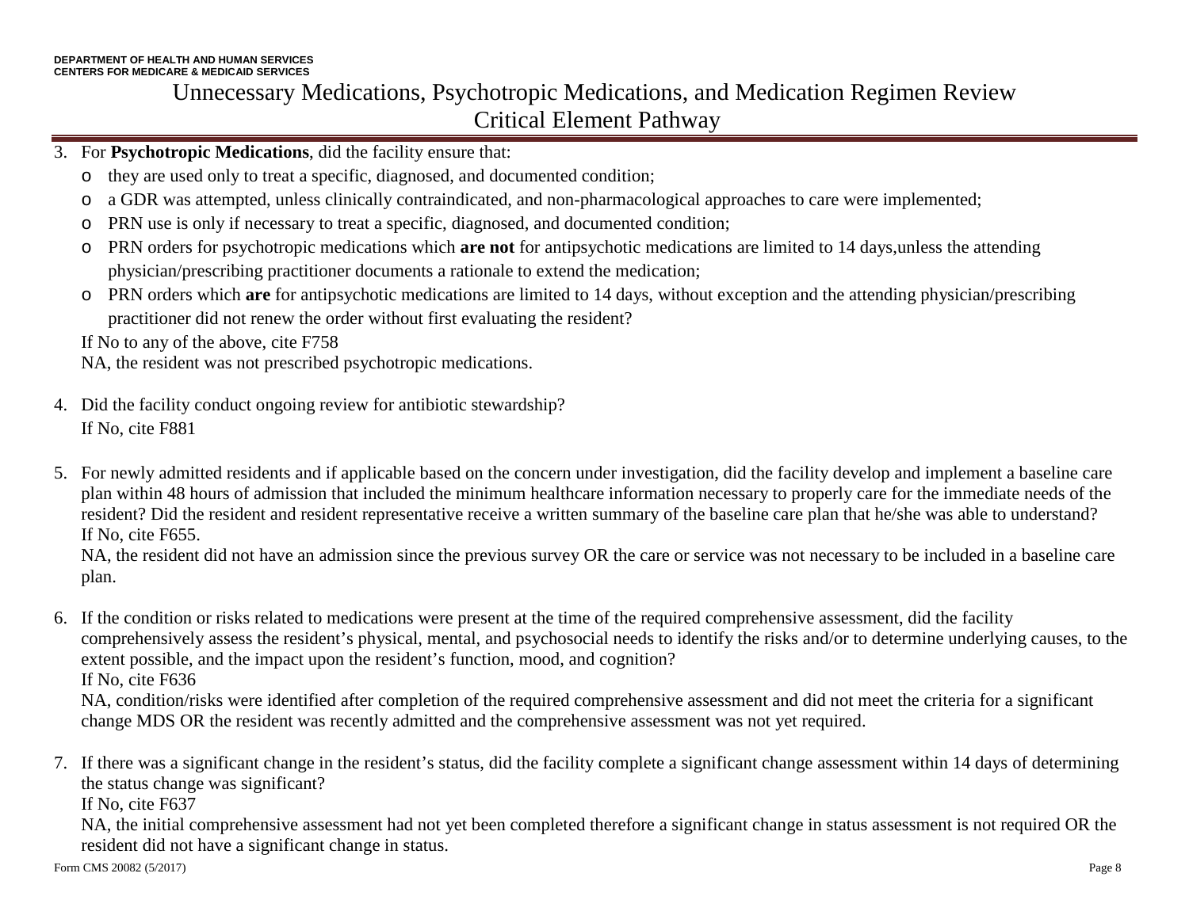3. For **Psychotropic Medications**, did the facility ensure that:
   - they are used only to treat a specific, diagnosed, and documented condition;
   - a GDR was attempted, unless clinically contraindicated, and non-pharmacological approaches to care were implemented;
   - PRN use is only if necessary to treat a specific, diagnosed, and documented condition;
   - PRN orders for psychotropic medications which **are not** for antipsychotic medications are limited to 14 days,unless the attending physician/prescribing practitioner documents a rationale to extend the medication;
   - PRN orders which **are** for antipsychotic medications are limited to 14 days, without exception and the attending physician/prescribing practitioner did not renew the order without first evaluating the resident?

   If No to any of the above, cite F758
   NA, the resident was not prescribed psychotropic medications.

4. Did the facility conduct ongoing review for antibiotic stewardship?
   If No, cite F881

5. For newly admitted residents and if applicable based on the concern under investigation, did the facility develop and implement a baseline care plan within 48 hours of admission that included the minimum healthcare information necessary to properly care for the immediate needs of the resident? Did the resident and resident representative receive a written summary of the baseline care plan that he/she was able to understand?
   If No, cite F655.
   NA, the resident did not have an admission since the previous survey OR the care or service was not necessary to be included in a baseline care plan.

6. If the condition or risks related to medications were present at the time of the required comprehensive assessment, did the facility comprehensively assess the resident's physical, mental, and psychosocial needs to identify the risks and/or to determine underlying causes, to the extent possible, and the impact upon the resident's function, mood, and cognition?
   If No, cite F636
   NA, condition/risks were identified after completion of the required comprehensive assessment and did not meet the criteria for a significant change MDS OR the resident was recently admitted and the comprehensive assessment was not yet required.

7. If there was a significant change in the resident's status, did the facility complete a significant change assessment within 14 days of determining the status change was significant?
   If No, cite F637
   NA, the initial comprehensive assessment had not yet been completed therefore a significant change in status assessment is not required OR the resident did not have a significant change in status.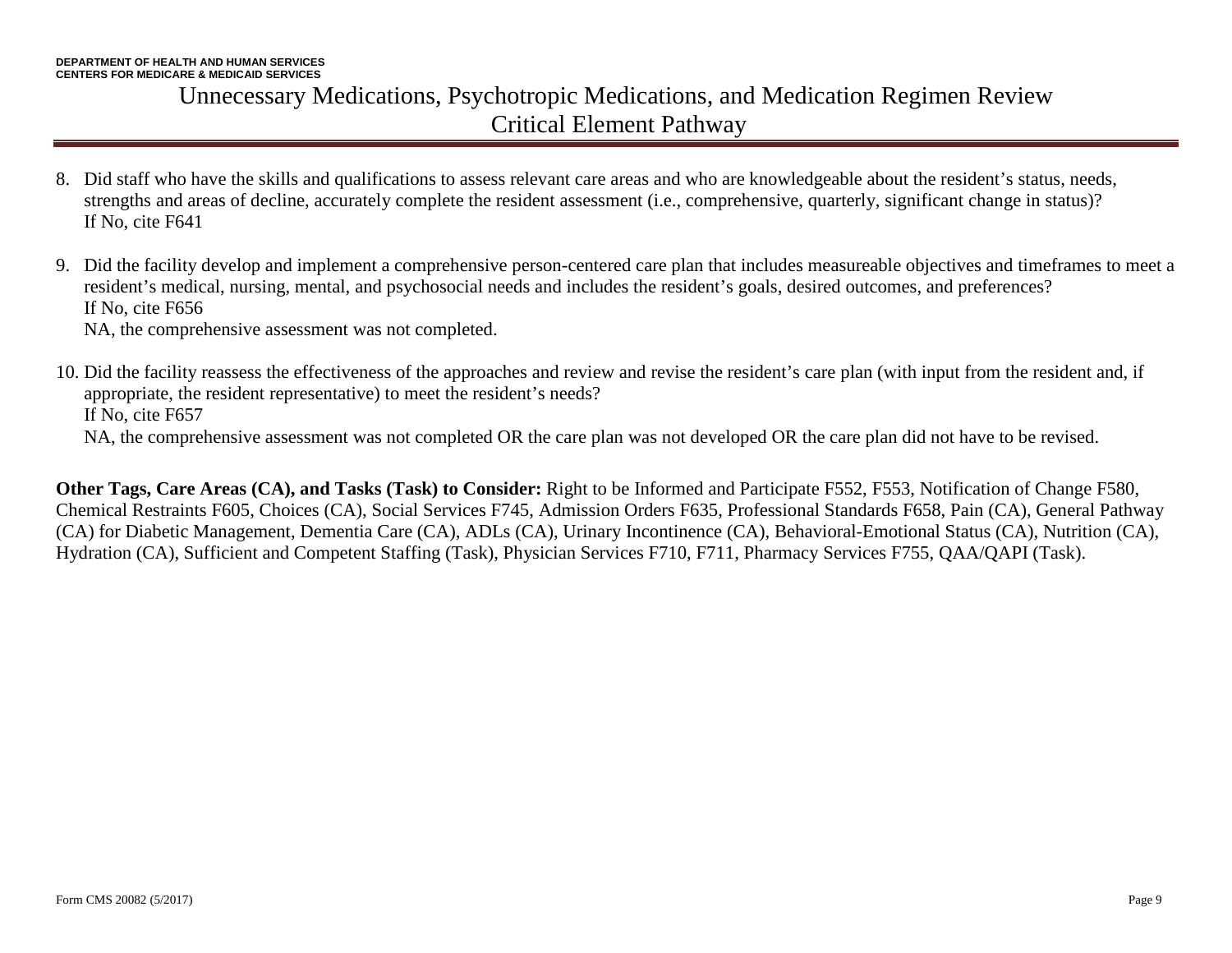8. Did staff who have the skills and qualifications to assess relevant care areas and who are knowledgeable about the resident's status, needs, strengths and areas of decline, accurately complete the resident assessment (i.e., comprehensive, quarterly, significant change in status)?
   If No, cite F641

9. Did the facility develop and implement a comprehensive person-centered care plan that includes measureable objectives and timeframes to meet a resident's medical, nursing, mental, and psychosocial needs and includes the resident's goals, desired outcomes, and preferences?
   If No, cite F656
   NA, the comprehensive assessment was not completed.

10. Did the facility reassess the effectiveness of the approaches and review and revise the resident's care plan (with input from the resident and, if appropriate, the resident representative) to meet the resident's needs?
    If No, cite F657
    NA, the comprehensive assessment was not completed OR the care plan was not developed OR the care plan did not have to be revised.

**Other Tags, Care Areas (CA), and Tasks (Task) to Consider:** Right to be Informed and Participate F552, F553, Notification of Change F580, Chemical Restraints F605, Choices (CA), Social Services F745, Admission Orders F635, Professional Standards F658, Pain (CA), General Pathway (CA) for Diabetic Management, Dementia Care (CA), ADLs (CA), Urinary Incontinence (CA), Behavioral-Emotional Status (CA), Nutrition (CA), Hydration (CA), Sufficient and Competent Staffing (Task), Physician Services F710, F711, Pharmacy Services F755, QAA/QAPI (Task).